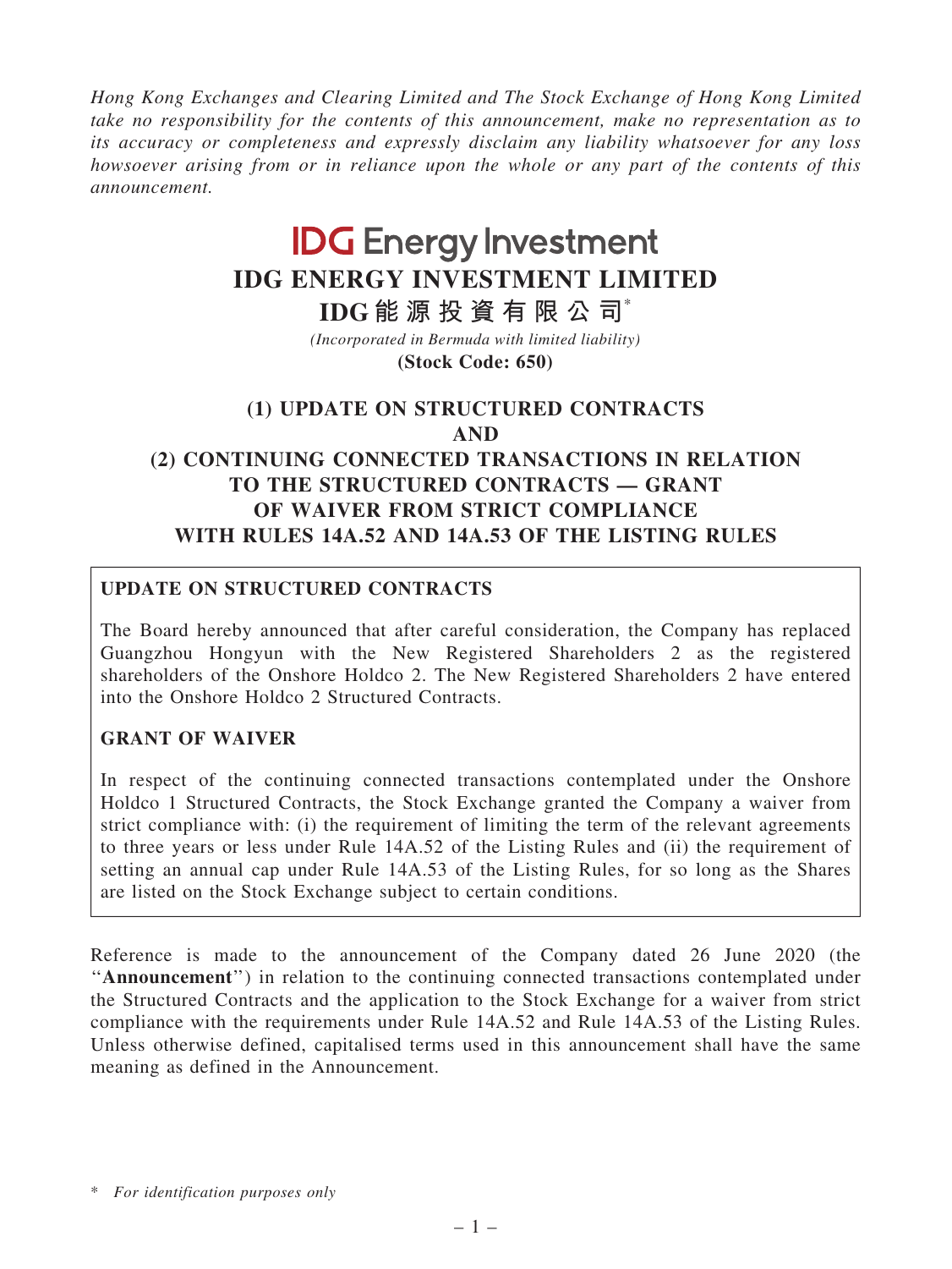*Hong Kong Exchanges and Clearing Limited and The Stock Exchange of Hong Kong Limited take no responsibility for the contents of this announcement, make no representation as to its accuracy or completeness and expressly disclaim any liability whatsoever for any loss howsoever arising from or in reliance upon the whole or any part of the contents of this announcement.*

IDG Energy Investment

# IDG ENERGY INVESTMENT LIMITED

# IDG能源投資有限公司*

*(Incorporated in Bermuda with limited liability)*

**(Stock Code: 650)**

## (1) UPDATE ON STRUCTURED CONTRACTS AND (2) CONTINUING CONNECTED TRANSACTIONS IN RELATION TO THE STRUCTURED CONTRACTS — GRANT OF WAIVER FROM STRICT COMPLIANCE WITH RULES 14A.52 AND 14A.53 OF THE LISTING RULES

**UPDATE ON STRUCTURED CONTRACTS**

The Board hereby announced that after careful consideration, the Company has replaced Guangzhou Hongyun with the New Registered Shareholders 2 as the registered shareholders of the Onshore Holdco 2. The New Registered Shareholders 2 have entered into the Onshore Holdco 2 Structured Contracts.

**GRANT OF WAIVER**

In respect of the continuing connected transactions contemplated under the Onshore Holdco 1 Structured Contracts, the Stock Exchange granted the Company a waiver from strict compliance with: (i) the requirement of limiting the term of the relevant agreements to three years or less under Rule 14A.52 of the Listing Rules and (ii) the requirement of setting an annual cap under Rule 14A.53 of the Listing Rules, for so long as the Shares are listed on the Stock Exchange subject to certain conditions.

Reference is made to the announcement of the Company dated 26 June 2020 (the "**Announcement**") in relation to the continuing connected transactions contemplated under the Structured Contracts and the application to the Stock Exchange for a waiver from strict compliance with the requirements under Rule 14A.52 and Rule 14A.53 of the Listing Rules. Unless otherwise defined, capitalised terms used in this announcement shall have the same meaning as defined in the Announcement.

\* *For identification purposes only*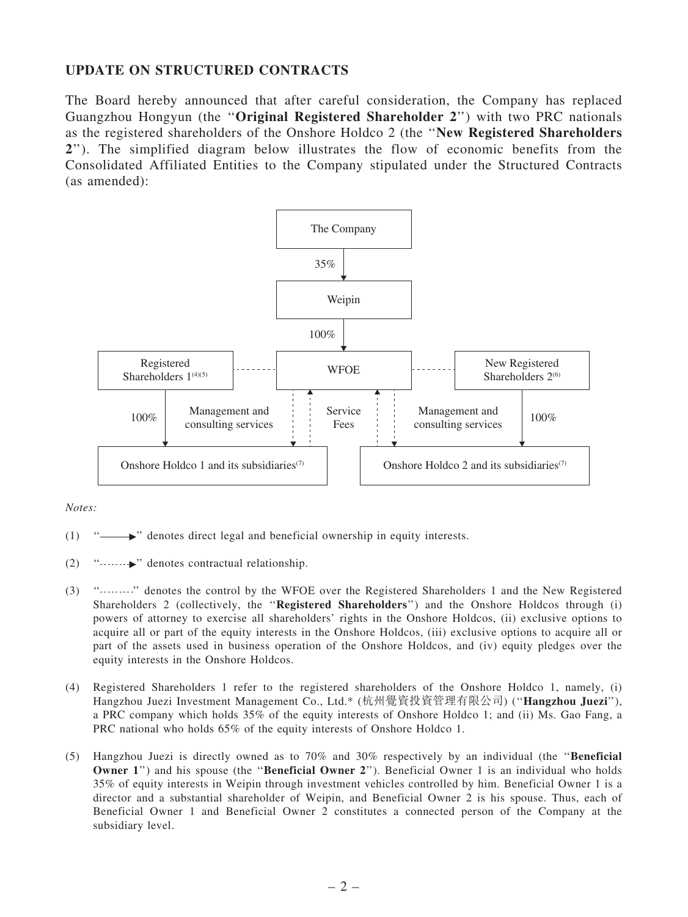## UPDATE ON STRUCTURED CONTRACTS

The Board hereby announced that after careful consideration, the Company has replaced Guangzhou Hongyun (the "**Original Registered Shareholder 2**") with two PRC nationals as the registered shareholders of the Onshore Holdco 2 (the "**New Registered Shareholders 2**"). The simplified diagram below illustrates the flow of economic benefits from the Consolidated Affiliated Entities to the Company stipulated under the Structured Contracts (as amended):

```
                                   The Company
                                        | 35%
                                        v
                                      Weipin
                                        | 100%
                                        v
Registered Shareholders 1(4)(5) - - -  WFOE  - - - New Registered Shareholders 2(6)
        | 100%                                                        | 100%
        |   Management and        Service        Management and       |
        |   consulting services    Fees          consulting services  |
        v                                                             v
Onshore Holdco 1 and its subsidiaries(7)      Onshore Holdco 2 and its subsidiaries(7)
```

*Notes:*

(1) "——►" denotes direct legal and beneficial ownership in equity interests.

(2) "·······►" denotes contractual relationship.

(3) "·········" denotes the control by the WFOE over the Registered Shareholders 1 and the New Registered Shareholders 2 (collectively, the "**Registered Shareholders**") and the Onshore Holdcos through (i) powers of attorney to exercise all shareholders' rights in the Onshore Holdcos, (ii) exclusive options to acquire all or part of the equity interests in the Onshore Holdcos, (iii) exclusive options to acquire all or part of the assets used in business operation of the Onshore Holdcos, and (iv) equity pledges over the equity interests in the Onshore Holdcos.

(4) Registered Shareholders 1 refer to the registered shareholders of the Onshore Holdco 1, namely, (i) Hangzhou Juezi Investment Management Co., Ltd.* (杭州覺資投資管理有限公司) ("**Hangzhou Juezi**"), a PRC company which holds 35% of the equity interests of Onshore Holdco 1; and (ii) Ms. Gao Fang, a PRC national who holds 65% of the equity interests of Onshore Holdco 1.

(5) Hangzhou Juezi is directly owned as to 70% and 30% respectively by an individual (the "**Beneficial Owner 1**") and his spouse (the "**Beneficial Owner 2**"). Beneficial Owner 1 is an individual who holds 35% of equity interests in Weipin through investment vehicles controlled by him. Beneficial Owner 1 is a director and a substantial shareholder of Weipin, and Beneficial Owner 2 is his spouse. Thus, each of Beneficial Owner 1 and Beneficial Owner 2 constitutes a connected person of the Company at the subsidiary level.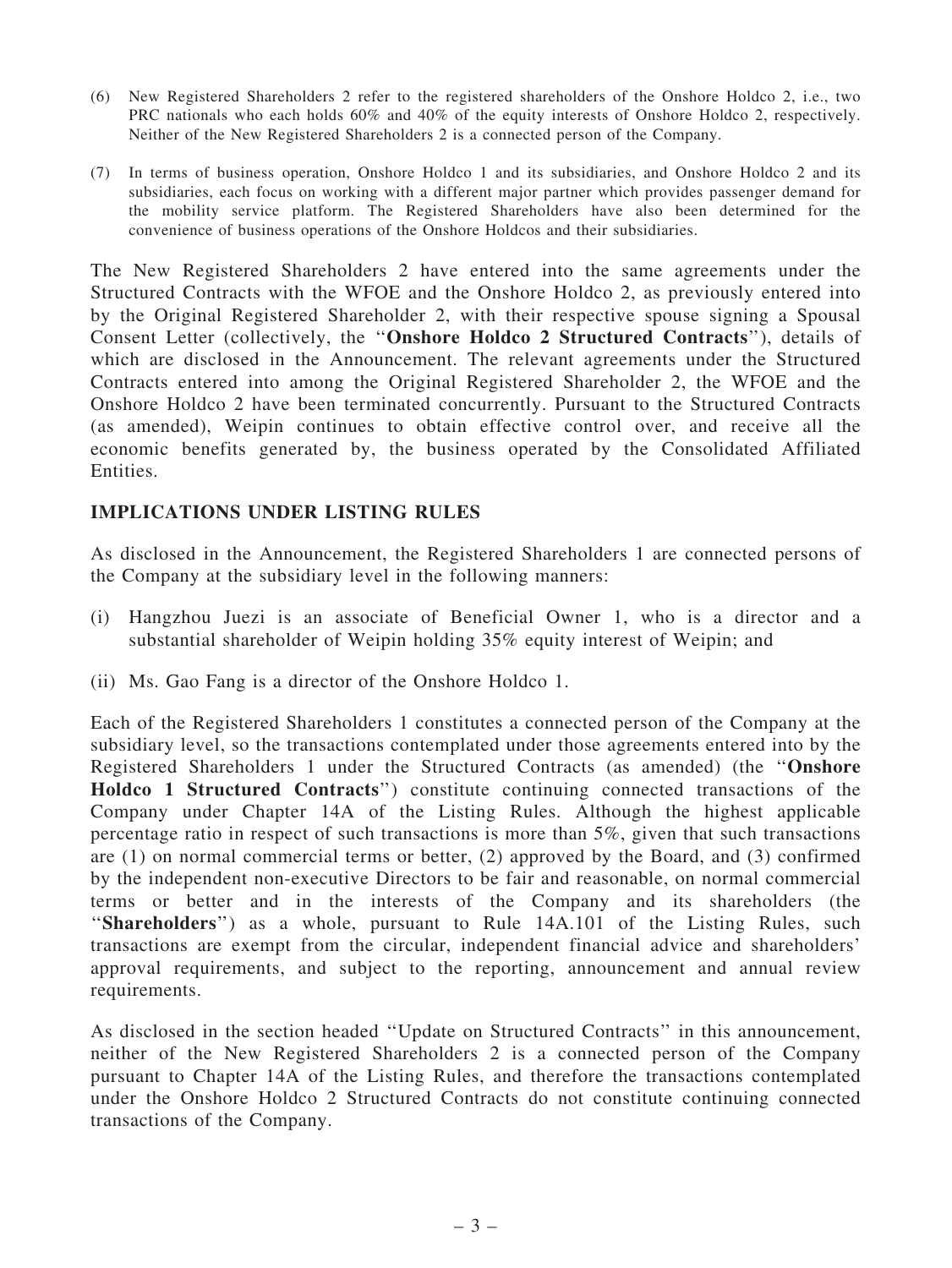(6) New Registered Shareholders 2 refer to the registered shareholders of the Onshore Holdco 2, i.e., two PRC nationals who each holds 60% and 40% of the equity interests of Onshore Holdco 2, respectively. Neither of the New Registered Shareholders 2 is a connected person of the Company.

(7) In terms of business operation, Onshore Holdco 1 and its subsidiaries, and Onshore Holdco 2 and its subsidiaries, each focus on working with a different major partner which provides passenger demand for the mobility service platform. The Registered Shareholders have also been determined for the convenience of business operations of the Onshore Holdcos and their subsidiaries.

The New Registered Shareholders 2 have entered into the same agreements under the Structured Contracts with the WFOE and the Onshore Holdco 2, as previously entered into by the Original Registered Shareholder 2, with their respective spouse signing a Spousal Consent Letter (collectively, the ''**Onshore Holdco 2 Structured Contracts**''), details of which are disclosed in the Announcement. The relevant agreements under the Structured Contracts entered into among the Original Registered Shareholder 2, the WFOE and the Onshore Holdco 2 have been terminated concurrently. Pursuant to the Structured Contracts (as amended), Weipin continues to obtain effective control over, and receive all the economic benefits generated by, the business operated by the Consolidated Affiliated Entities.

## IMPLICATIONS UNDER LISTING RULES

As disclosed in the Announcement, the Registered Shareholders 1 are connected persons of the Company at the subsidiary level in the following manners:

(i) Hangzhou Juezi is an associate of Beneficial Owner 1, who is a director and a substantial shareholder of Weipin holding 35% equity interest of Weipin; and

(ii) Ms. Gao Fang is a director of the Onshore Holdco 1.

Each of the Registered Shareholders 1 constitutes a connected person of the Company at the subsidiary level, so the transactions contemplated under those agreements entered into by the Registered Shareholders 1 under the Structured Contracts (as amended) (the ''**Onshore Holdco 1 Structured Contracts**'') constitute continuing connected transactions of the Company under Chapter 14A of the Listing Rules. Although the highest applicable percentage ratio in respect of such transactions is more than 5%, given that such transactions are (1) on normal commercial terms or better, (2) approved by the Board, and (3) confirmed by the independent non-executive Directors to be fair and reasonable, on normal commercial terms or better and in the interests of the Company and its shareholders (the ''**Shareholders**'') as a whole, pursuant to Rule 14A.101 of the Listing Rules, such transactions are exempt from the circular, independent financial advice and shareholders' approval requirements, and subject to the reporting, announcement and annual review requirements.

As disclosed in the section headed ''Update on Structured Contracts'' in this announcement, neither of the New Registered Shareholders 2 is a connected person of the Company pursuant to Chapter 14A of the Listing Rules, and therefore the transactions contemplated under the Onshore Holdco 2 Structured Contracts do not constitute continuing connected transactions of the Company.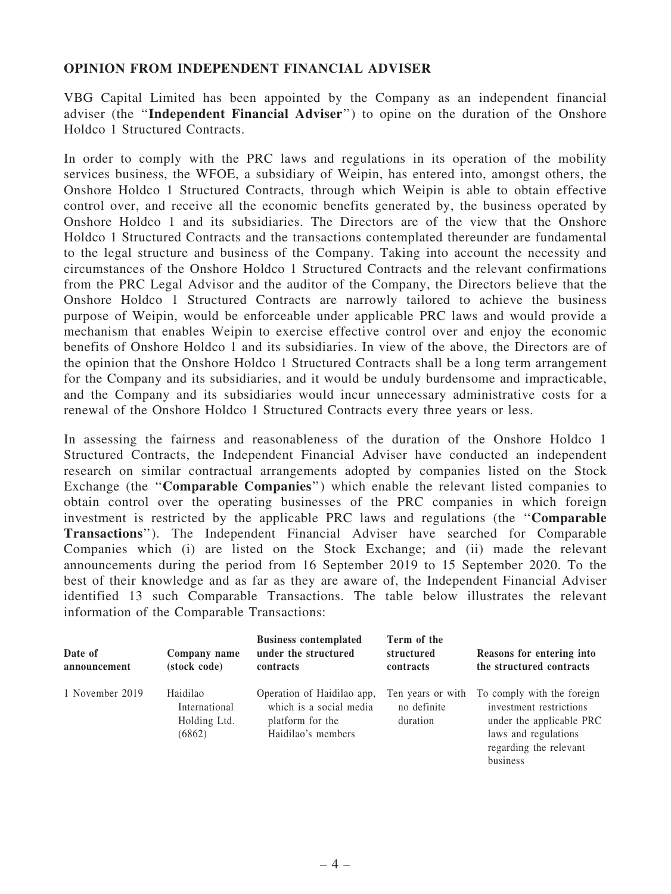## OPINION FROM INDEPENDENT FINANCIAL ADVISER

VBG Capital Limited has been appointed by the Company as an independent financial adviser (the "**Independent Financial Adviser**") to opine on the duration of the Onshore Holdco 1 Structured Contracts.

In order to comply with the PRC laws and regulations in its operation of the mobility services business, the WFOE, a subsidiary of Weipin, has entered into, amongst others, the Onshore Holdco 1 Structured Contracts, through which Weipin is able to obtain effective control over, and receive all the economic benefits generated by, the business operated by Onshore Holdco 1 and its subsidiaries. The Directors are of the view that the Onshore Holdco 1 Structured Contracts and the transactions contemplated thereunder are fundamental to the legal structure and business of the Company. Taking into account the necessity and circumstances of the Onshore Holdco 1 Structured Contracts and the relevant confirmations from the PRC Legal Advisor and the auditor of the Company, the Directors believe that the Onshore Holdco 1 Structured Contracts are narrowly tailored to achieve the business purpose of Weipin, would be enforceable under applicable PRC laws and would provide a mechanism that enables Weipin to exercise effective control over and enjoy the economic benefits of Onshore Holdco 1 and its subsidiaries. In view of the above, the Directors are of the opinion that the Onshore Holdco 1 Structured Contracts shall be a long term arrangement for the Company and its subsidiaries, and it would be unduly burdensome and impracticable, and the Company and its subsidiaries would incur unnecessary administrative costs for a renewal of the Onshore Holdco 1 Structured Contracts every three years or less.

In assessing the fairness and reasonableness of the duration of the Onshore Holdco 1 Structured Contracts, the Independent Financial Adviser have conducted an independent research on similar contractual arrangements adopted by companies listed on the Stock Exchange (the "**Comparable Companies**") which enable the relevant listed companies to obtain control over the operating businesses of the PRC companies in which foreign investment is restricted by the applicable PRC laws and regulations (the "**Comparable Transactions**"). The Independent Financial Adviser have searched for Comparable Companies which (i) are listed on the Stock Exchange; and (ii) made the relevant announcements during the period from 16 September 2019 to 15 September 2020. To the best of their knowledge and as far as they are aware of, the Independent Financial Adviser identified 13 such Comparable Transactions. The table below illustrates the relevant information of the Comparable Transactions:

| Date of announcement | Company name (stock code) | Business contemplated under the structured contracts | Term of the structured contracts | Reasons for entering into the structured contracts |
|---|---|---|---|---|
| 1 November 2019 | Haidilao International Holding Ltd. (6862) | Operation of Haidilao app, which is a social media platform for the Haidilao's members | Ten years or with no definite duration | To comply with the foreign investment restrictions under the applicable PRC laws and regulations regarding the relevant business |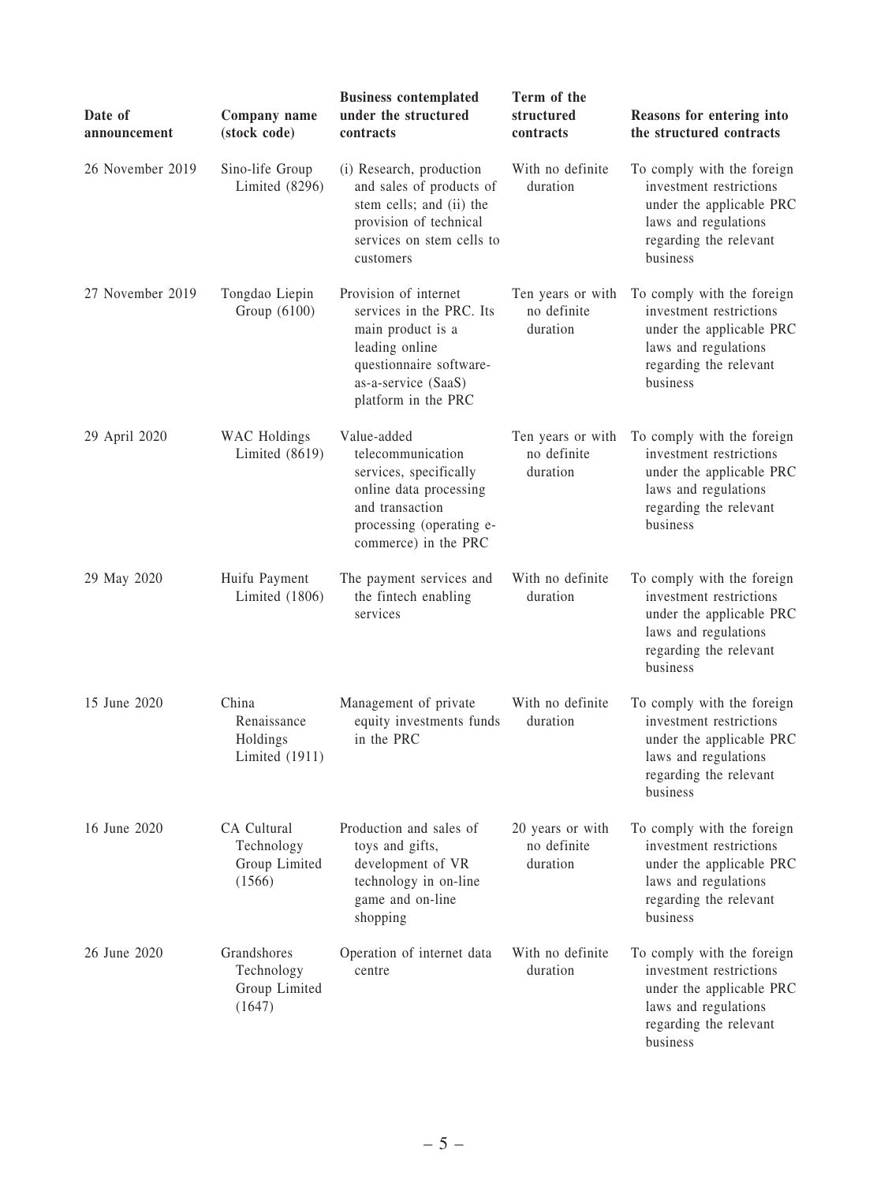| Date of announcement | Company name (stock code) | Business contemplated under the structured contracts | Term of the structured contracts | Reasons for entering into the structured contracts |
|---|---|---|---|---|
| 26 November 2019 | Sino-life Group Limited (8296) | (i) Research, production and sales of products of stem cells; and (ii) the provision of technical services on stem cells to customers | With no definite duration | To comply with the foreign investment restrictions under the applicable PRC laws and regulations regarding the relevant business |
| 27 November 2019 | Tongdao Liepin Group (6100) | Provision of internet services in the PRC. Its main product is a leading online questionnaire software-as-a-service (SaaS) platform in the PRC | Ten years or with no definite duration | To comply with the foreign investment restrictions under the applicable PRC laws and regulations regarding the relevant business |
| 29 April 2020 | WAC Holdings Limited (8619) | Value-added telecommunication services, specifically online data processing and transaction processing (operating e-commerce) in the PRC | Ten years or with no definite duration | To comply with the foreign investment restrictions under the applicable PRC laws and regulations regarding the relevant business |
| 29 May 2020 | Huifu Payment Limited (1806) | The payment services and the fintech enabling services | With no definite duration | To comply with the foreign investment restrictions under the applicable PRC laws and regulations regarding the relevant business |
| 15 June 2020 | China Renaissance Holdings Limited (1911) | Management of private equity investments funds in the PRC | With no definite duration | To comply with the foreign investment restrictions under the applicable PRC laws and regulations regarding the relevant business |
| 16 June 2020 | CA Cultural Technology Group Limited (1566) | Production and sales of toys and gifts, development of VR technology in on-line game and on-line shopping | 20 years or with no definite duration | To comply with the foreign investment restrictions under the applicable PRC laws and regulations regarding the relevant business |
| 26 June 2020 | Grandshores Technology Group Limited (1647) | Operation of internet data centre | With no definite duration | To comply with the foreign investment restrictions under the applicable PRC laws and regulations regarding the relevant business |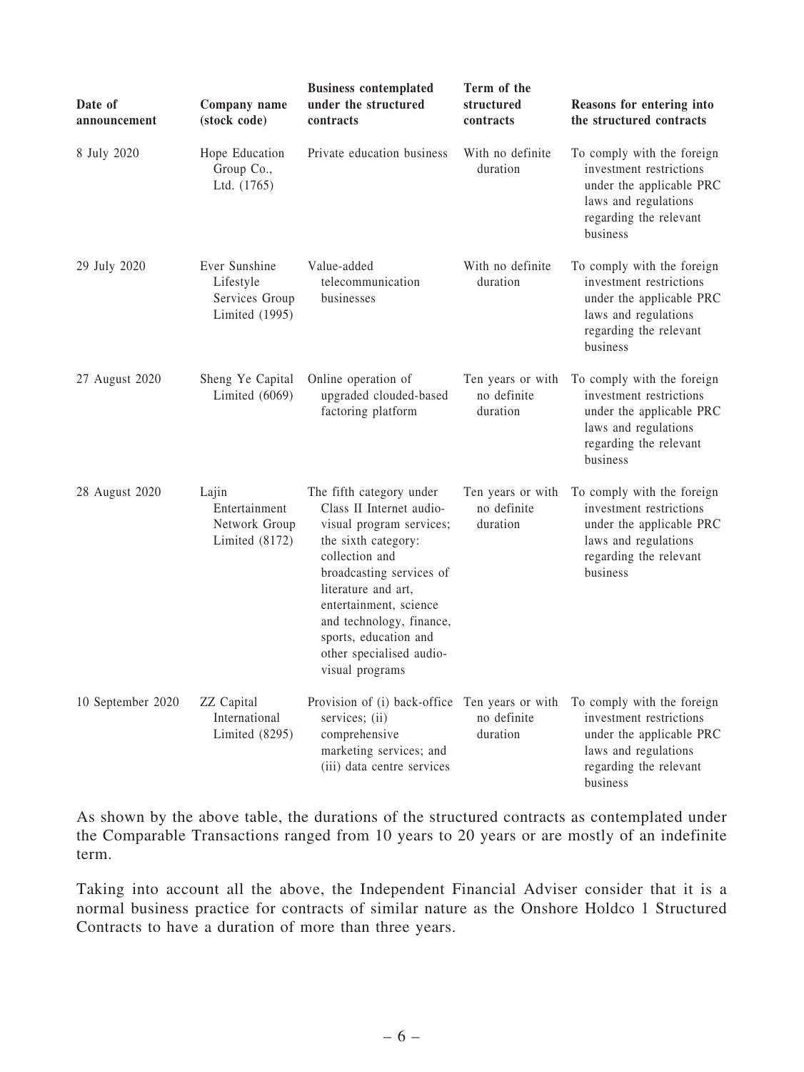| Date of announcement | Company name (stock code) | Business contemplated under the structured contracts | Term of the structured contracts | Reasons for entering into the structured contracts |
| --- | --- | --- | --- | --- |
| 8 July 2020 | Hope Education Group Co., Ltd. (1765) | Private education business | With no definite duration | To comply with the foreign investment restrictions under the applicable PRC laws and regulations regarding the relevant business |
| 29 July 2020 | Ever Sunshine Lifestyle Services Group Limited (1995) | Value-added telecommunication businesses | With no definite duration | To comply with the foreign investment restrictions under the applicable PRC laws and regulations regarding the relevant business |
| 27 August 2020 | Sheng Ye Capital Limited (6069) | Online operation of upgraded clouded-based factoring platform | Ten years or with no definite duration | To comply with the foreign investment restrictions under the applicable PRC laws and regulations regarding the relevant business |
| 28 August 2020 | Lajin Entertainment Network Group Limited (8172) | The fifth category under Class II Internet audio-visual program services; the sixth category: collection and broadcasting services of literature and art, entertainment, science and technology, finance, sports, education and other specialised audio-visual programs | Ten years or with no definite duration | To comply with the foreign investment restrictions under the applicable PRC laws and regulations regarding the relevant business |
| 10 September 2020 | ZZ Capital International Limited (8295) | Provision of (i) back-office services; (ii) comprehensive marketing services; and (iii) data centre services | Ten years or with no definite duration | To comply with the foreign investment restrictions under the applicable PRC laws and regulations regarding the relevant business |

As shown by the above table, the durations of the structured contracts as contemplated under the Comparable Transactions ranged from 10 years to 20 years or are mostly of an indefinite term.

Taking into account all the above, the Independent Financial Adviser consider that it is a normal business practice for contracts of similar nature as the Onshore Holdco 1 Structured Contracts to have a duration of more than three years.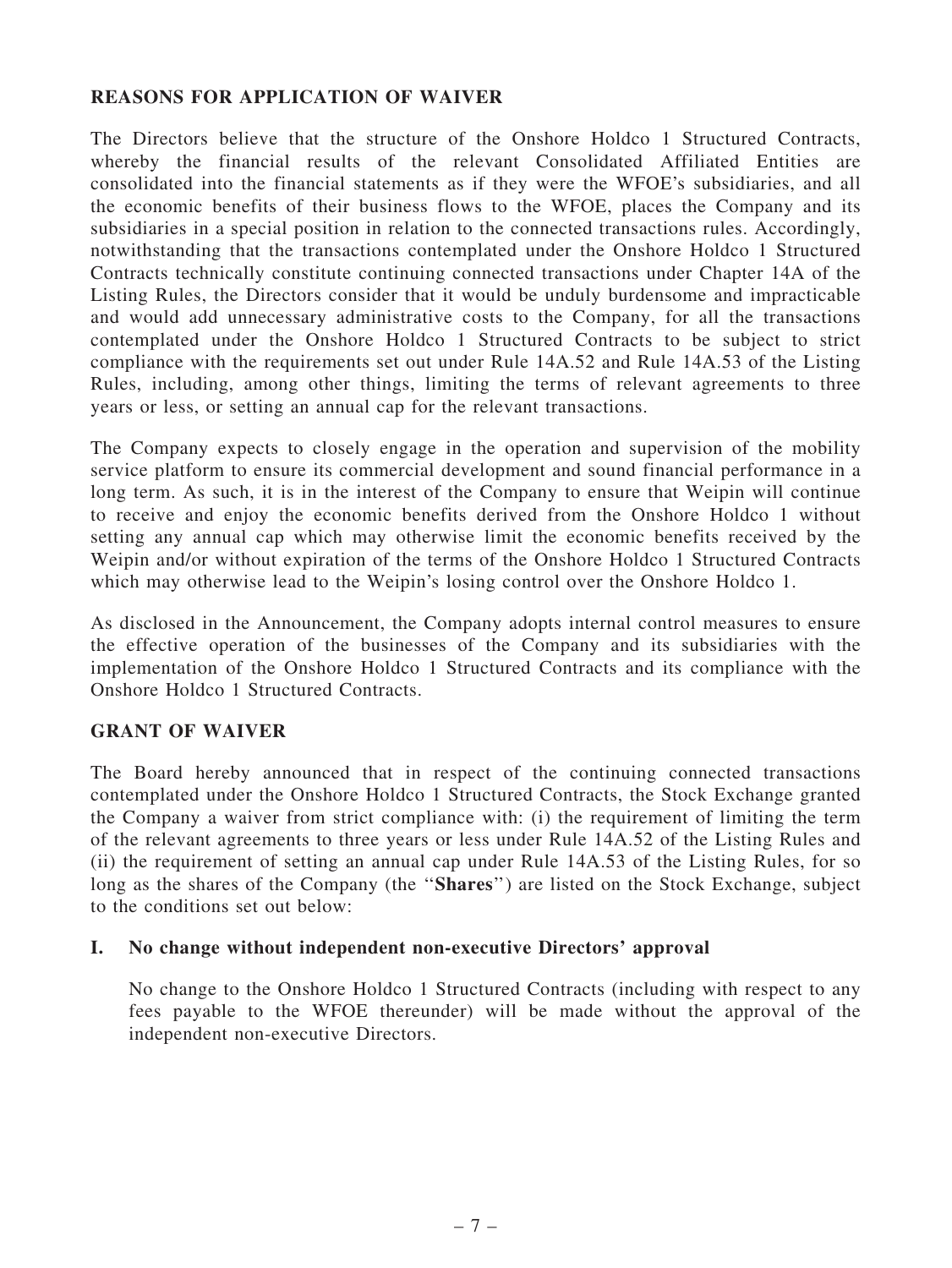## REASONS FOR APPLICATION OF WAIVER

The Directors believe that the structure of the Onshore Holdco 1 Structured Contracts, whereby the financial results of the relevant Consolidated Affiliated Entities are consolidated into the financial statements as if they were the WFOE's subsidiaries, and all the economic benefits of their business flows to the WFOE, places the Company and its subsidiaries in a special position in relation to the connected transactions rules. Accordingly, notwithstanding that the transactions contemplated under the Onshore Holdco 1 Structured Contracts technically constitute continuing connected transactions under Chapter 14A of the Listing Rules, the Directors consider that it would be unduly burdensome and impracticable and would add unnecessary administrative costs to the Company, for all the transactions contemplated under the Onshore Holdco 1 Structured Contracts to be subject to strict compliance with the requirements set out under Rule 14A.52 and Rule 14A.53 of the Listing Rules, including, among other things, limiting the terms of relevant agreements to three years or less, or setting an annual cap for the relevant transactions.

The Company expects to closely engage in the operation and supervision of the mobility service platform to ensure its commercial development and sound financial performance in a long term. As such, it is in the interest of the Company to ensure that Weipin will continue to receive and enjoy the economic benefits derived from the Onshore Holdco 1 without setting any annual cap which may otherwise limit the economic benefits received by the Weipin and/or without expiration of the terms of the Onshore Holdco 1 Structured Contracts which may otherwise lead to the Weipin's losing control over the Onshore Holdco 1.

As disclosed in the Announcement, the Company adopts internal control measures to ensure the effective operation of the businesses of the Company and its subsidiaries with the implementation of the Onshore Holdco 1 Structured Contracts and its compliance with the Onshore Holdco 1 Structured Contracts.

## GRANT OF WAIVER

The Board hereby announced that in respect of the continuing connected transactions contemplated under the Onshore Holdco 1 Structured Contracts, the Stock Exchange granted the Company a waiver from strict compliance with: (i) the requirement of limiting the term of the relevant agreements to three years or less under Rule 14A.52 of the Listing Rules and (ii) the requirement of setting an annual cap under Rule 14A.53 of the Listing Rules, for so long as the shares of the Company (the "**Shares**") are listed on the Stock Exchange, subject to the conditions set out below:

### I. No change without independent non-executive Directors' approval

No change to the Onshore Holdco 1 Structured Contracts (including with respect to any fees payable to the WFOE thereunder) will be made without the approval of the independent non-executive Directors.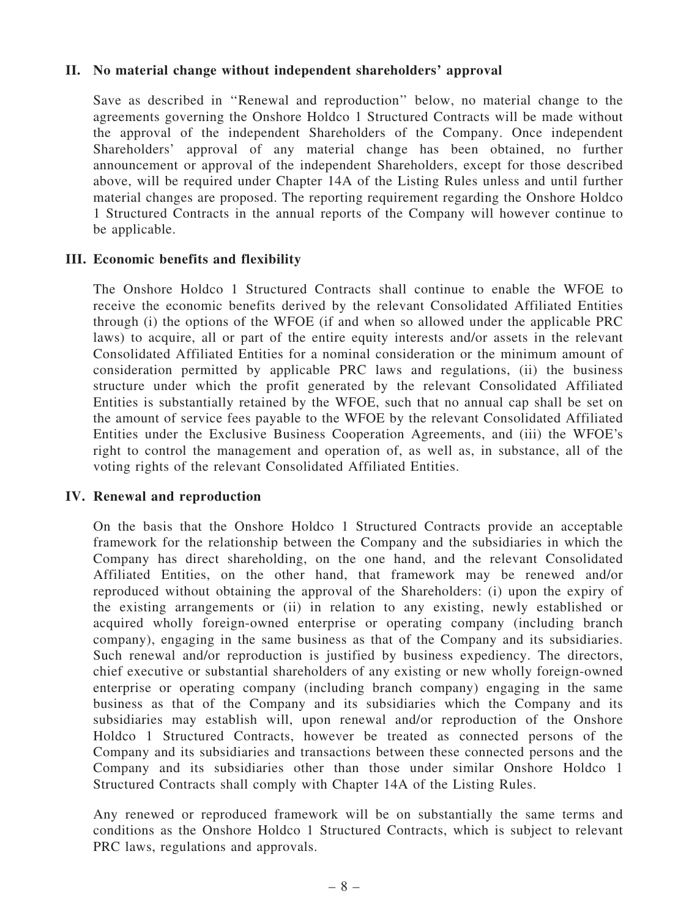### II. No material change without independent shareholders' approval

Save as described in ''Renewal and reproduction'' below, no material change to the agreements governing the Onshore Holdco 1 Structured Contracts will be made without the approval of the independent Shareholders of the Company. Once independent Shareholders' approval of any material change has been obtained, no further announcement or approval of the independent Shareholders, except for those described above, will be required under Chapter 14A of the Listing Rules unless and until further material changes are proposed. The reporting requirement regarding the Onshore Holdco 1 Structured Contracts in the annual reports of the Company will however continue to be applicable.

### III. Economic benefits and flexibility

The Onshore Holdco 1 Structured Contracts shall continue to enable the WFOE to receive the economic benefits derived by the relevant Consolidated Affiliated Entities through (i) the options of the WFOE (if and when so allowed under the applicable PRC laws) to acquire, all or part of the entire equity interests and/or assets in the relevant Consolidated Affiliated Entities for a nominal consideration or the minimum amount of consideration permitted by applicable PRC laws and regulations, (ii) the business structure under which the profit generated by the relevant Consolidated Affiliated Entities is substantially retained by the WFOE, such that no annual cap shall be set on the amount of service fees payable to the WFOE by the relevant Consolidated Affiliated Entities under the Exclusive Business Cooperation Agreements, and (iii) the WFOE's right to control the management and operation of, as well as, in substance, all of the voting rights of the relevant Consolidated Affiliated Entities.

### IV. Renewal and reproduction

On the basis that the Onshore Holdco 1 Structured Contracts provide an acceptable framework for the relationship between the Company and the subsidiaries in which the Company has direct shareholding, on the one hand, and the relevant Consolidated Affiliated Entities, on the other hand, that framework may be renewed and/or reproduced without obtaining the approval of the Shareholders: (i) upon the expiry of the existing arrangements or (ii) in relation to any existing, newly established or acquired wholly foreign-owned enterprise or operating company (including branch company), engaging in the same business as that of the Company and its subsidiaries. Such renewal and/or reproduction is justified by business expediency. The directors, chief executive or substantial shareholders of any existing or new wholly foreign-owned enterprise or operating company (including branch company) engaging in the same business as that of the Company and its subsidiaries which the Company and its subsidiaries may establish will, upon renewal and/or reproduction of the Onshore Holdco 1 Structured Contracts, however be treated as connected persons of the Company and its subsidiaries and transactions between these connected persons and the Company and its subsidiaries other than those under similar Onshore Holdco 1 Structured Contracts shall comply with Chapter 14A of the Listing Rules.

Any renewed or reproduced framework will be on substantially the same terms and conditions as the Onshore Holdco 1 Structured Contracts, which is subject to relevant PRC laws, regulations and approvals.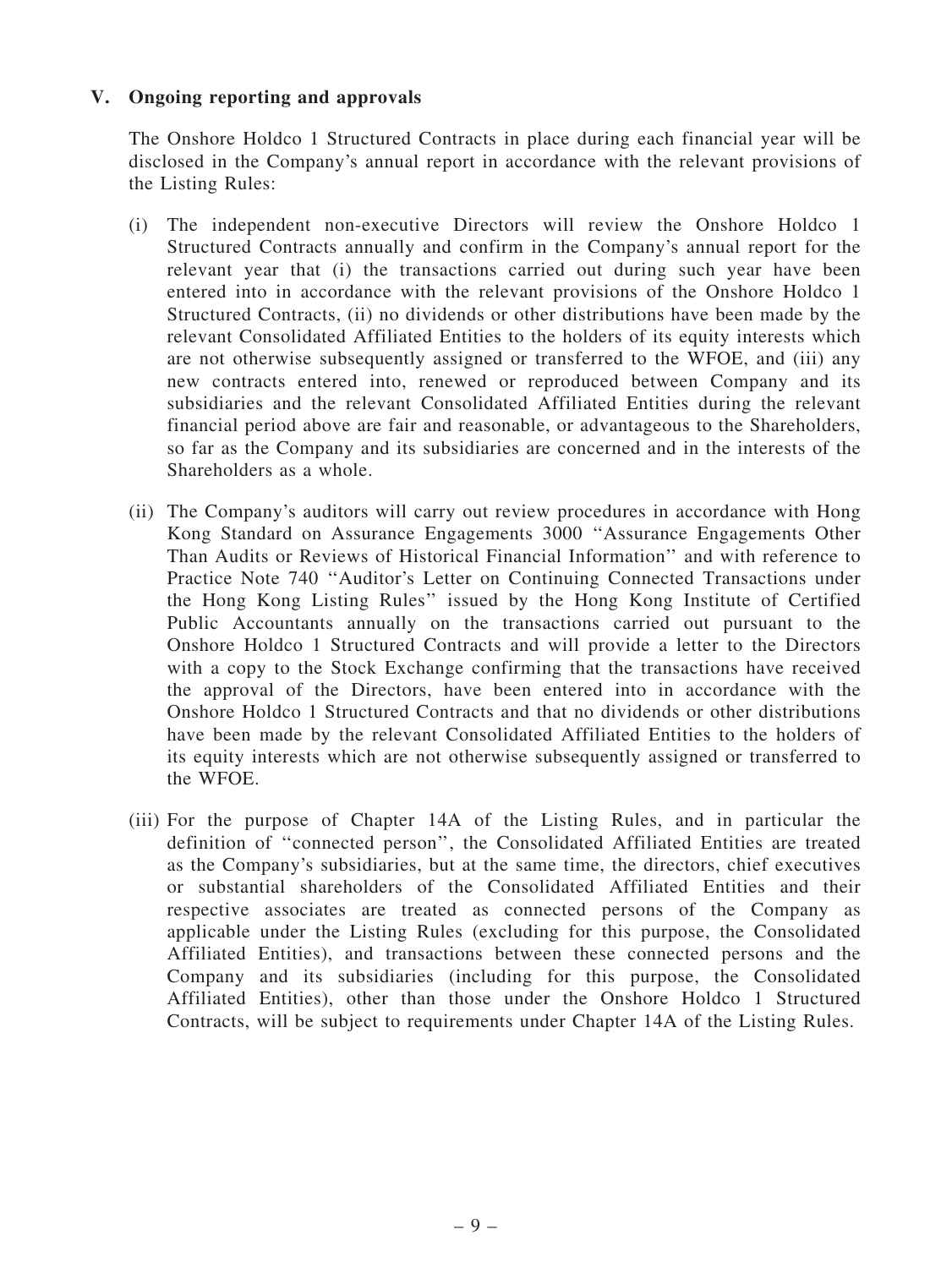## V. Ongoing reporting and approvals

The Onshore Holdco 1 Structured Contracts in place during each financial year will be disclosed in the Company's annual report in accordance with the relevant provisions of the Listing Rules:

(i) The independent non-executive Directors will review the Onshore Holdco 1 Structured Contracts annually and confirm in the Company's annual report for the relevant year that (i) the transactions carried out during such year have been entered into in accordance with the relevant provisions of the Onshore Holdco 1 Structured Contracts, (ii) no dividends or other distributions have been made by the relevant Consolidated Affiliated Entities to the holders of its equity interests which are not otherwise subsequently assigned or transferred to the WFOE, and (iii) any new contracts entered into, renewed or reproduced between Company and its subsidiaries and the relevant Consolidated Affiliated Entities during the relevant financial period above are fair and reasonable, or advantageous to the Shareholders, so far as the Company and its subsidiaries are concerned and in the interests of the Shareholders as a whole.

(ii) The Company's auditors will carry out review procedures in accordance with Hong Kong Standard on Assurance Engagements 3000 "Assurance Engagements Other Than Audits or Reviews of Historical Financial Information" and with reference to Practice Note 740 "Auditor's Letter on Continuing Connected Transactions under the Hong Kong Listing Rules" issued by the Hong Kong Institute of Certified Public Accountants annually on the transactions carried out pursuant to the Onshore Holdco 1 Structured Contracts and will provide a letter to the Directors with a copy to the Stock Exchange confirming that the transactions have received the approval of the Directors, have been entered into in accordance with the Onshore Holdco 1 Structured Contracts and that no dividends or other distributions have been made by the relevant Consolidated Affiliated Entities to the holders of its equity interests which are not otherwise subsequently assigned or transferred to the WFOE.

(iii) For the purpose of Chapter 14A of the Listing Rules, and in particular the definition of "connected person", the Consolidated Affiliated Entities are treated as the Company's subsidiaries, but at the same time, the directors, chief executives or substantial shareholders of the Consolidated Affiliated Entities and their respective associates are treated as connected persons of the Company as applicable under the Listing Rules (excluding for this purpose, the Consolidated Affiliated Entities), and transactions between these connected persons and the Company and its subsidiaries (including for this purpose, the Consolidated Affiliated Entities), other than those under the Onshore Holdco 1 Structured Contracts, will be subject to requirements under Chapter 14A of the Listing Rules.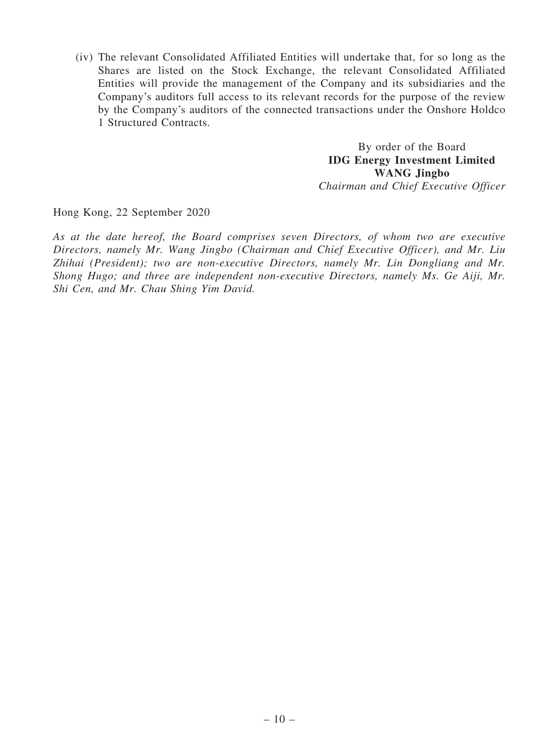(iv) The relevant Consolidated Affiliated Entities will undertake that, for so long as the Shares are listed on the Stock Exchange, the relevant Consolidated Affiliated Entities will provide the management of the Company and its subsidiaries and the Company's auditors full access to its relevant records for the purpose of the review by the Company's auditors of the connected transactions under the Onshore Holdco 1 Structured Contracts.

By order of the Board
**IDG Energy Investment Limited**
**WANG Jingbo**
*Chairman and Chief Executive Officer*

Hong Kong, 22 September 2020

*As at the date hereof, the Board comprises seven Directors, of whom two are executive Directors, namely Mr. Wang Jingbo (Chairman and Chief Executive Officer), and Mr. Liu Zhihai (President); two are non-executive Directors, namely Mr. Lin Dongliang and Mr. Shong Hugo; and three are independent non-executive Directors, namely Ms. Ge Aiji, Mr. Shi Cen, and Mr. Chau Shing Yim David.*